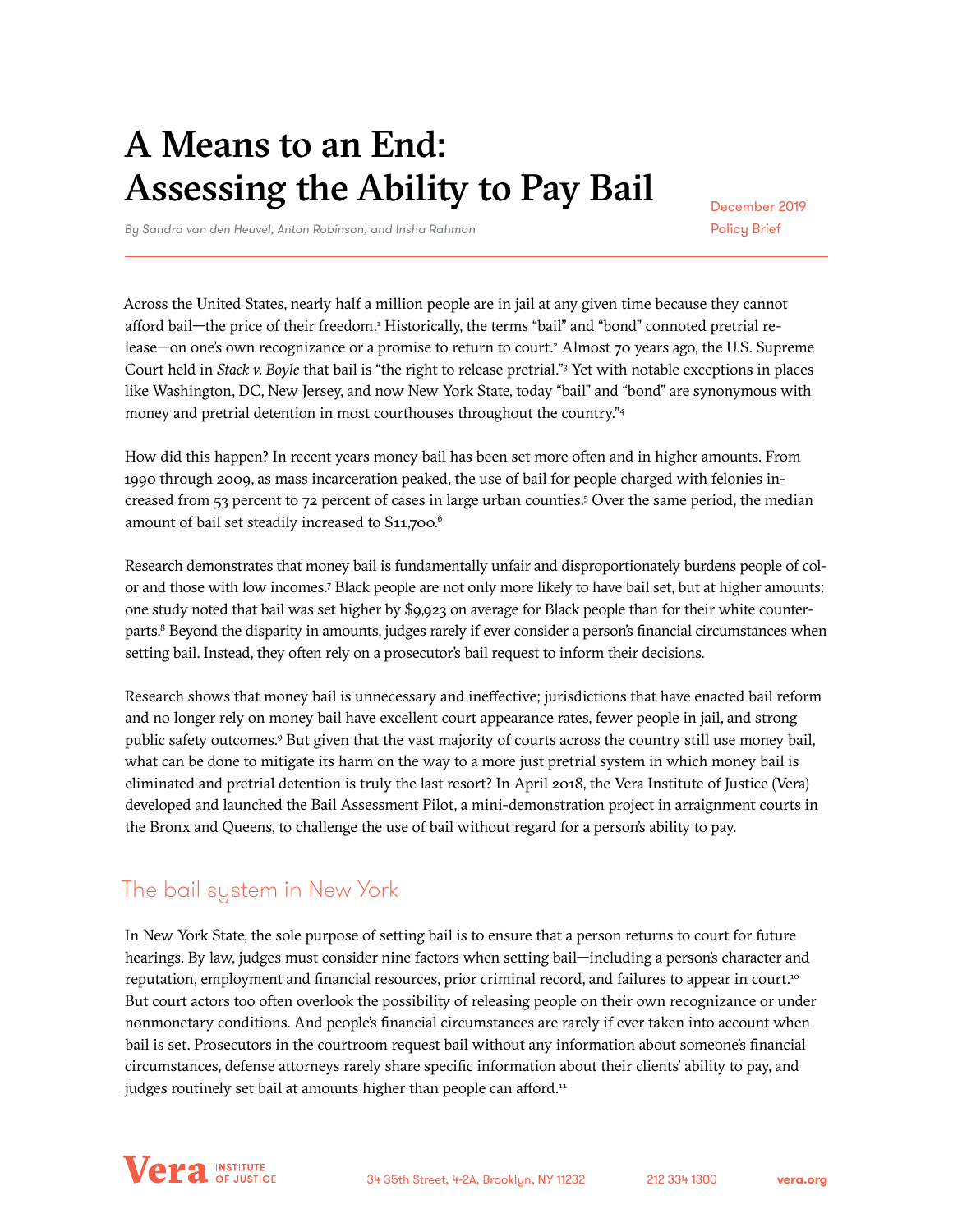# A Means to an End: Assessing the Ability to Pay Bail

*By Sandra van den Heuvel, Anton Robinson, and Insha Rahman*

December 2019
Policy Brief

Across the United States, nearly half a million people are in jail at any given time because they cannot afford bail—the price of their freedom.[1] Historically, the terms "bail" and "bond" connoted pretrial release—on one's own recognizance or a promise to return to court.[2] Almost 70 years ago, the U.S. Supreme Court held in *Stack v. Boyle* that bail is "the right to release pretrial."[3] Yet with notable exceptions in places like Washington, DC, New Jersey, and now New York State, today "bail" and "bond" are synonymous with money and pretrial detention in most courthouses throughout the country."[4]

How did this happen? In recent years money bail has been set more often and in higher amounts. From 1990 through 2009, as mass incarceration peaked, the use of bail for people charged with felonies increased from 53 percent to 72 percent of cases in large urban counties.[5] Over the same period, the median amount of bail set steadily increased to $11,700.[6]

Research demonstrates that money bail is fundamentally unfair and disproportionately burdens people of color and those with low incomes.[7] Black people are not only more likely to have bail set, but at higher amounts: one study noted that bail was set higher by $9,923 on average for Black people than for their white counterparts.[8] Beyond the disparity in amounts, judges rarely if ever consider a person's financial circumstances when setting bail. Instead, they often rely on a prosecutor's bail request to inform their decisions.

Research shows that money bail is unnecessary and ineffective; jurisdictions that have enacted bail reform and no longer rely on money bail have excellent court appearance rates, fewer people in jail, and strong public safety outcomes.[9] But given that the vast majority of courts across the country still use money bail, what can be done to mitigate its harm on the way to a more just pretrial system in which money bail is eliminated and pretrial detention is truly the last resort? In April 2018, the Vera Institute of Justice (Vera) developed and launched the Bail Assessment Pilot, a mini-demonstration project in arraignment courts in the Bronx and Queens, to challenge the use of bail without regard for a person's ability to pay.

## The bail system in New York

In New York State, the sole purpose of setting bail is to ensure that a person returns to court for future hearings. By law, judges must consider nine factors when setting bail—including a person's character and reputation, employment and financial resources, prior criminal record, and failures to appear in court.[10] But court actors too often overlook the possibility of releasing people on their own recognizance or under nonmonetary conditions. And people's financial circumstances are rarely if ever taken into account when bail is set. Prosecutors in the courtroom request bail without any information about someone's financial circumstances, defense attorneys rarely share specific information about their clients' ability to pay, and judges routinely set bail at amounts higher than people can afford.[11]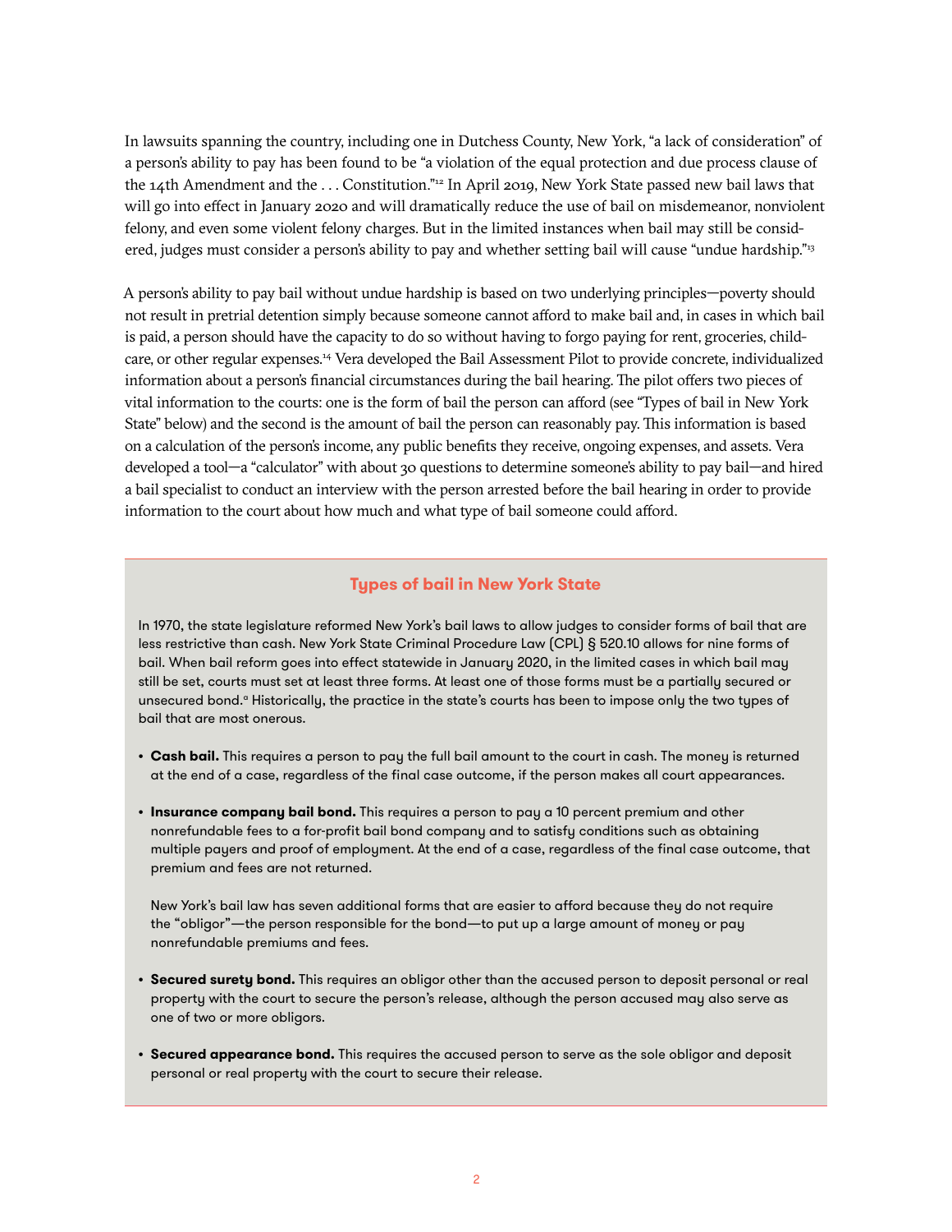In lawsuits spanning the country, including one in Dutchess County, New York, "a lack of consideration" of a person's ability to pay has been found to be "a violation of the equal protection and due process clause of the 14th Amendment and the . . . Constitution."[12] In April 2019, New York State passed new bail laws that will go into effect in January 2020 and will dramatically reduce the use of bail on misdemeanor, nonviolent felony, and even some violent felony charges. But in the limited instances when bail may still be considered, judges must consider a person's ability to pay and whether setting bail will cause "undue hardship."[13]

A person's ability to pay bail without undue hardship is based on two underlying principles—poverty should not result in pretrial detention simply because someone cannot afford to make bail and, in cases in which bail is paid, a person should have the capacity to do so without having to forgo paying for rent, groceries, childcare, or other regular expenses.[14] Vera developed the Bail Assessment Pilot to provide concrete, individualized information about a person's financial circumstances during the bail hearing. The pilot offers two pieces of vital information to the courts: one is the form of bail the person can afford (see "Types of bail in New York State" below) and the second is the amount of bail the person can reasonably pay. This information is based on a calculation of the person's income, any public benefits they receive, ongoing expenses, and assets. Vera developed a tool—a "calculator" with about 30 questions to determine someone's ability to pay bail—and hired a bail specialist to conduct an interview with the person arrested before the bail hearing in order to provide information to the court about how much and what type of bail someone could afford.

## Types of bail in New York State

In 1970, the state legislature reformed New York's bail laws to allow judges to consider forms of bail that are less restrictive than cash. New York State Criminal Procedure Law (CPL) § 520.10 allows for nine forms of bail. When bail reform goes into effect statewide in January 2020, in the limited cases in which bail may still be set, courts must set at least three forms. At least one of those forms must be a partially secured or unsecured bond.[a] Historically, the practice in the state's courts has been to impose only the two types of bail that are most onerous.

- **Cash bail.** This requires a person to pay the full bail amount to the court in cash. The money is returned at the end of a case, regardless of the final case outcome, if the person makes all court appearances.

- **Insurance company bail bond.** This requires a person to pay a 10 percent premium and other nonrefundable fees to a for-profit bail bond company and to satisfy conditions such as obtaining multiple payers and proof of employment. At the end of a case, regardless of the final case outcome, that premium and fees are not returned.

  New York's bail law has seven additional forms that are easier to afford because they do not require the "obligor"—the person responsible for the bond—to put up a large amount of money or pay nonrefundable premiums and fees.

- **Secured surety bond.** This requires an obligor other than the accused person to deposit personal or real property with the court to secure the person's release, although the person accused may also serve as one of two or more obligors.

- **Secured appearance bond.** This requires the accused person to serve as the sole obligor and deposit personal or real property with the court to secure their release.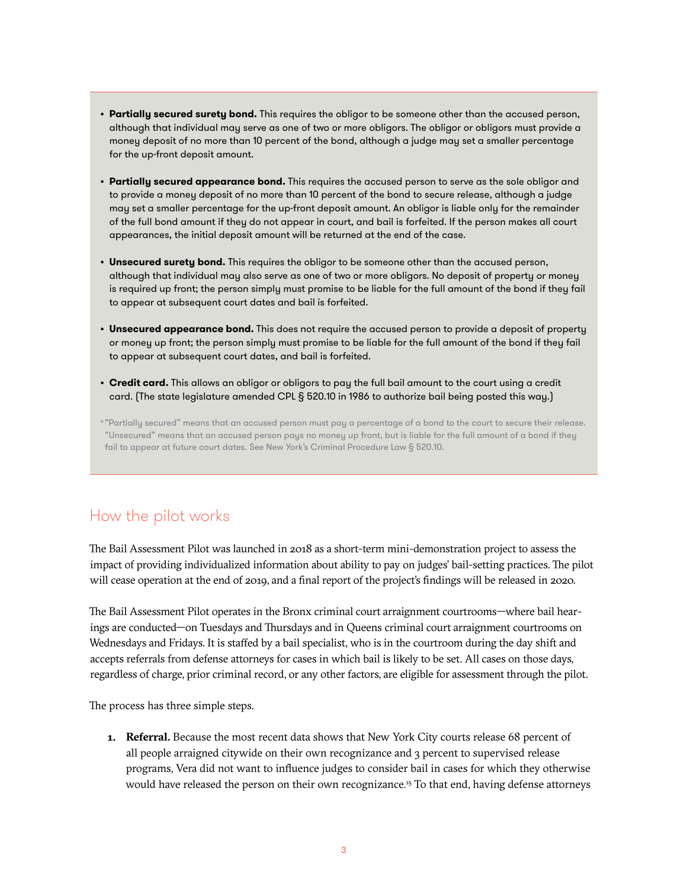- **Partially secured surety bond.** This requires the obligor to be someone other than the accused person, although that individual may serve as one of two or more obligors. The obligor or obligors must provide a money deposit of no more than 10 percent of the bond, although a judge may set a smaller percentage for the up-front deposit amount.

- **Partially secured appearance bond.** This requires the accused person to serve as the sole obligor and to provide a money deposit of no more than 10 percent of the bond to secure release, although a judge may set a smaller percentage for the up-front deposit amount. An obligor is liable only for the remainder of the full bond amount if they do not appear in court, and bail is forfeited. If the person makes all court appearances, the initial deposit amount will be returned at the end of the case.

- **Unsecured surety bond.** This requires the obligor to be someone other than the accused person, although that individual may also serve as one of two or more obligors. No deposit of property or money is required up front; the person simply must promise to be liable for the full amount of the bond if they fail to appear at subsequent court dates and bail is forfeited.

- **Unsecured appearance bond.** This does not require the accused person to provide a deposit of property or money up front; the person simply must promise to be liable for the full amount of the bond if they fail to appear at subsequent court dates, and bail is forfeited.

- **Credit card.** This allows an obligor or obligors to pay the full bail amount to the court using a credit card. (The state legislature amended CPL § 520.10 in 1986 to authorize bail being posted this way.)

[a] "Partially secured" means that an accused person must pay a percentage of a bond to the court to secure their release. "Unsecured" means that an accused person pays no money up front, but is liable for the full amount of a bond if they fail to appear at future court dates. See New York's Criminal Procedure Law § 520.10.

## How the pilot works

The Bail Assessment Pilot was launched in 2018 as a short-term mini-demonstration project to assess the impact of providing individualized information about ability to pay on judges' bail-setting practices. The pilot will cease operation at the end of 2019, and a final report of the project's findings will be released in 2020.

The Bail Assessment Pilot operates in the Bronx criminal court arraignment courtrooms—where bail hearings are conducted—on Tuesdays and Thursdays and in Queens criminal court arraignment courtrooms on Wednesdays and Fridays. It is staffed by a bail specialist, who is in the courtroom during the day shift and accepts referrals from defense attorneys for cases in which bail is likely to be set. All cases on those days, regardless of charge, prior criminal record, or any other factors, are eligible for assessment through the pilot.

The process has three simple steps.

1. **Referral.** Because the most recent data shows that New York City courts release 68 percent of all people arraigned citywide on their own recognizance and 3 percent to supervised release programs, Vera did not want to influence judges to consider bail in cases for which they otherwise would have released the person on their own recognizance.[15] To that end, having defense attorneys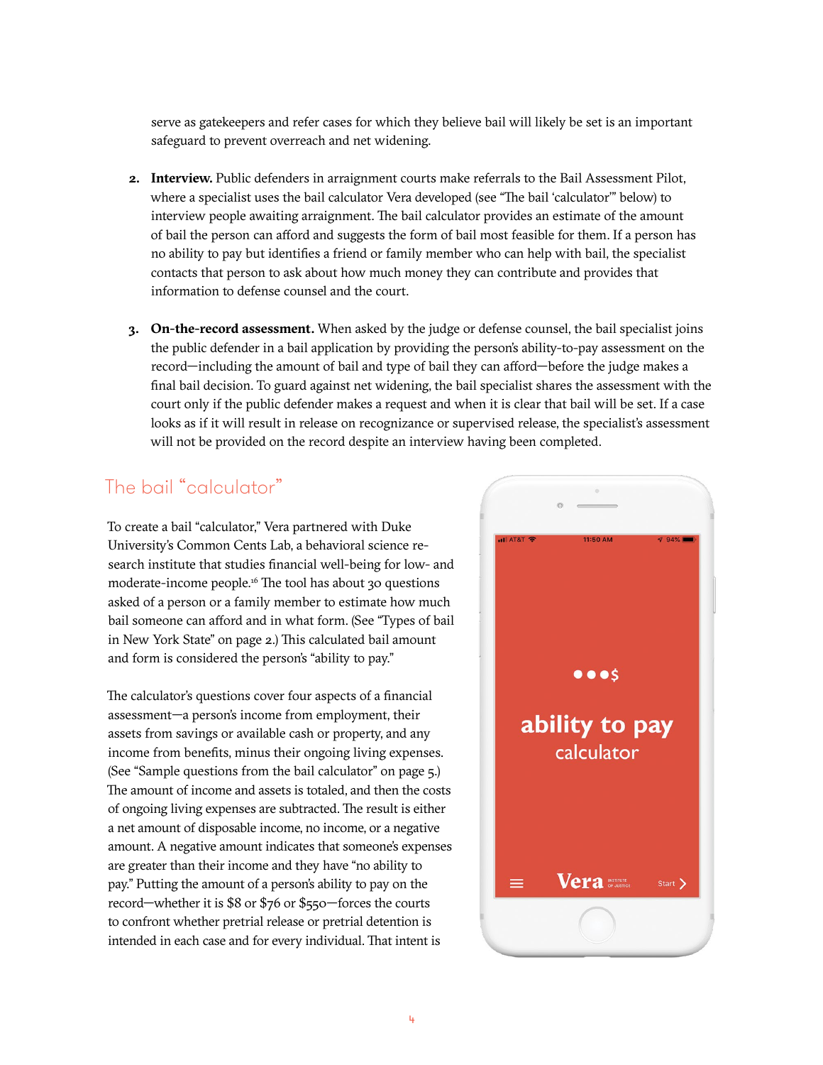serve as gatekeepers and refer cases for which they believe bail will likely be set is an important safeguard to prevent overreach and net widening.

2. **Interview.** Public defenders in arraignment courts make referrals to the Bail Assessment Pilot, where a specialist uses the bail calculator Vera developed (see "The bail 'calculator'" below) to interview people awaiting arraignment. The bail calculator provides an estimate of the amount of bail the person can afford and suggests the form of bail most feasible for them. If a person has no ability to pay but identifies a friend or family member who can help with bail, the specialist contacts that person to ask about how much money they can contribute and provides that information to defense counsel and the court.

3. **On-the-record assessment.** When asked by the judge or defense counsel, the bail specialist joins the public defender in a bail application by providing the person's ability-to-pay assessment on the record—including the amount of bail and type of bail they can afford—before the judge makes a final bail decision. To guard against net widening, the bail specialist shares the assessment with the court only if the public defender makes a request and when it is clear that bail will be set. If a case looks as if it will result in release on recognizance or supervised release, the specialist's assessment will not be provided on the record despite an interview having been completed.

## The bail "calculator"

To create a bail "calculator," Vera partnered with Duke University's Common Cents Lab, a behavioral science research institute that studies financial well-being for low- and moderate-income people.[16] The tool has about 30 questions asked of a person or a family member to estimate how much bail someone can afford and in what form. (See "Types of bail in New York State" on page 2.) This calculated bail amount and form is considered the person's "ability to pay."

The calculator's questions cover four aspects of a financial assessment—a person's income from employment, their assets from savings or available cash or property, and any income from benefits, minus their ongoing living expenses. (See "Sample questions from the bail calculator" on page 5.) The amount of income and assets is totaled, and then the costs of ongoing living expenses are subtracted. The result is either a net amount of disposable income, no income, or a negative amount. A negative amount indicates that someone's expenses are greater than their income and they have "no ability to pay." Putting the amount of a person's ability to pay on the record—whether it is $8 or $76 or $550—forces the courts to confront whether pretrial release or pretrial detention is intended in each case and for every individual. That intent is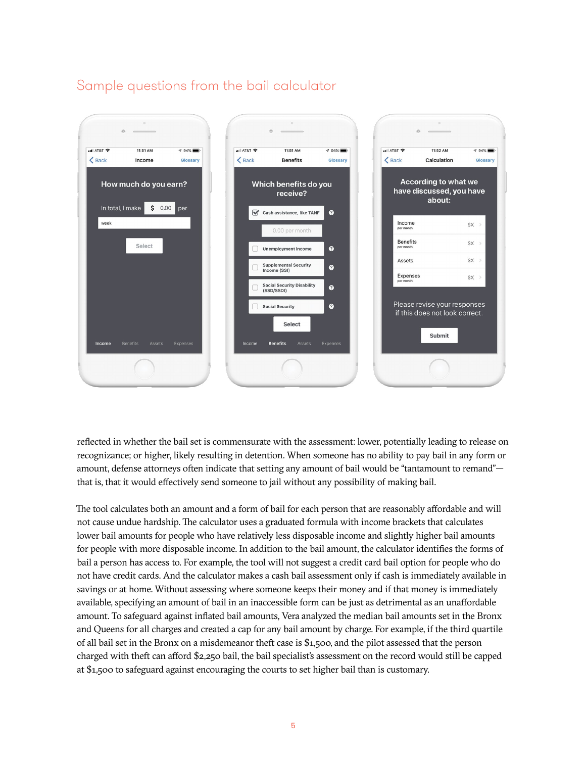## Sample questions from the bail calculator

reflected in whether the bail set is commensurate with the assessment: lower, potentially leading to release on recognizance; or higher, likely resulting in detention. When someone has no ability to pay bail in any form or amount, defense attorneys often indicate that setting any amount of bail would be "tantamount to remand"—that is, that it would effectively send someone to jail without any possibility of making bail.

The tool calculates both an amount and a form of bail for each person that are reasonably affordable and will not cause undue hardship. The calculator uses a graduated formula with income brackets that calculates lower bail amounts for people who have relatively less disposable income and slightly higher bail amounts for people with more disposable income. In addition to the bail amount, the calculator identifies the forms of bail a person has access to. For example, the tool will not suggest a credit card bail option for people who do not have credit cards. And the calculator makes a cash bail assessment only if cash is immediately available in savings or at home. Without assessing where someone keeps their money and if that money is immediately available, specifying an amount of bail in an inaccessible form can be just as detrimental as an unaffordable amount. To safeguard against inflated bail amounts, Vera analyzed the median bail amounts set in the Bronx and Queens for all charges and created a cap for any bail amount by charge. For example, if the third quartile of all bail set in the Bronx on a misdemeanor theft case is $1,500, and the pilot assessed that the person charged with theft can afford $2,250 bail, the bail specialist's assessment on the record would still be capped at $1,500 to safeguard against encouraging the courts to set higher bail than is customary.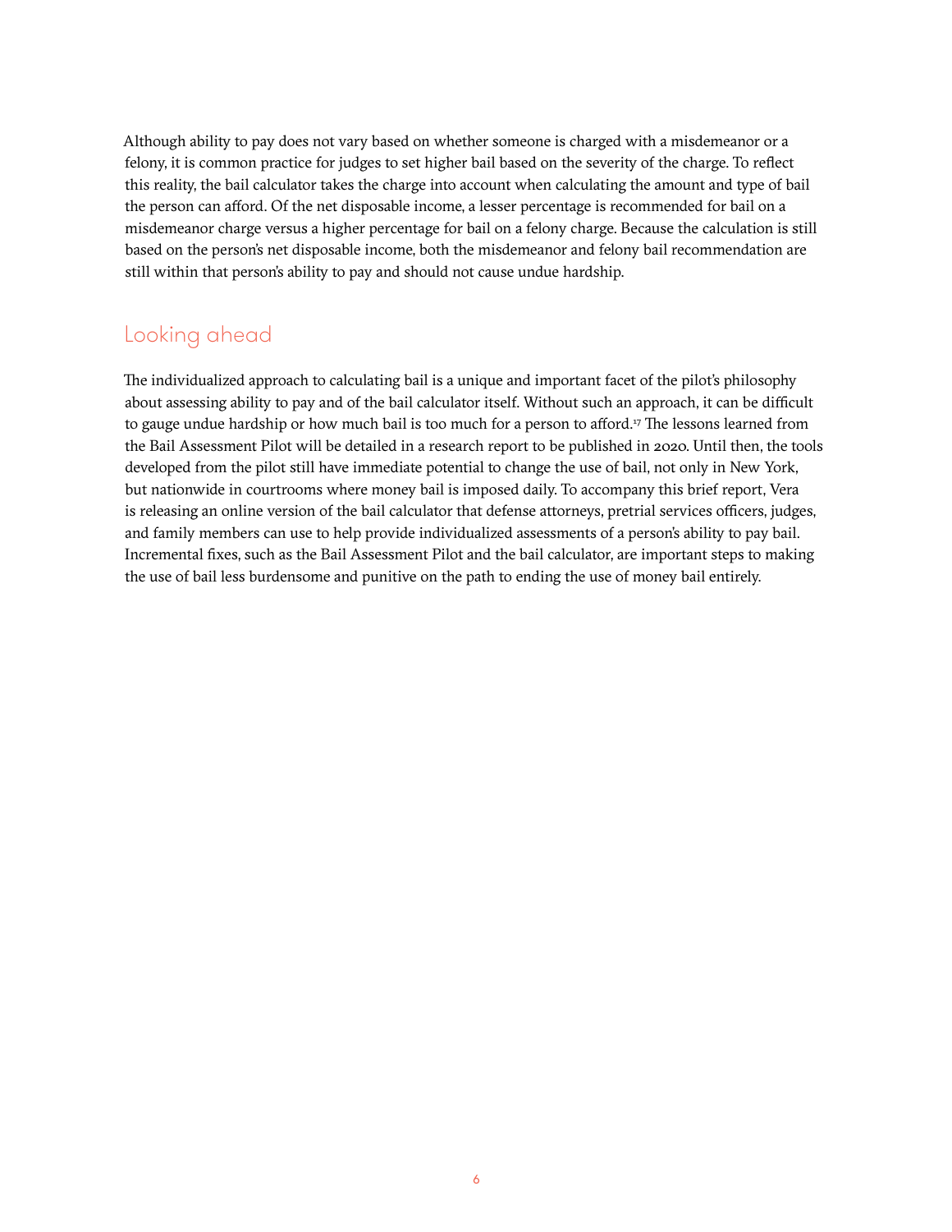Although ability to pay does not vary based on whether someone is charged with a misdemeanor or a felony, it is common practice for judges to set higher bail based on the severity of the charge. To reflect this reality, the bail calculator takes the charge into account when calculating the amount and type of bail the person can afford. Of the net disposable income, a lesser percentage is recommended for bail on a misdemeanor charge versus a higher percentage for bail on a felony charge. Because the calculation is still based on the person's net disposable income, both the misdemeanor and felony bail recommendation are still within that person's ability to pay and should not cause undue hardship.

## Looking ahead

The individualized approach to calculating bail is a unique and important facet of the pilot's philosophy about assessing ability to pay and of the bail calculator itself. Without such an approach, it can be difficult to gauge undue hardship or how much bail is too much for a person to afford.[17] The lessons learned from the Bail Assessment Pilot will be detailed in a research report to be published in 2020. Until then, the tools developed from the pilot still have immediate potential to change the use of bail, not only in New York, but nationwide in courtrooms where money bail is imposed daily. To accompany this brief report, Vera is releasing an online version of the bail calculator that defense attorneys, pretrial services officers, judges, and family members can use to help provide individualized assessments of a person's ability to pay bail. Incremental fixes, such as the Bail Assessment Pilot and the bail calculator, are important steps to making the use of bail less burdensome and punitive on the path to ending the use of money bail entirely.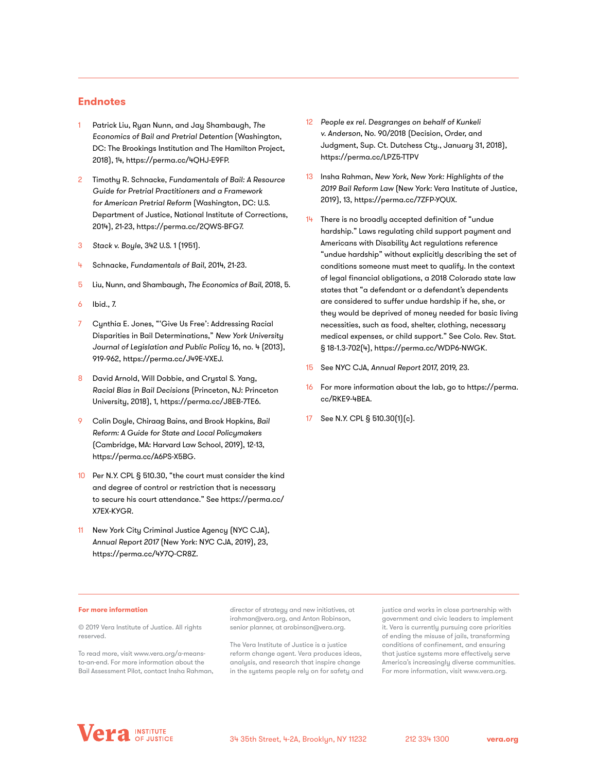## Endnotes

1. Patrick Liu, Ryan Nunn, and Jay Shambaugh, *The Economics of Bail and Pretrial Detention* (Washington, DC: The Brookings Institution and The Hamilton Project, 2018), 14, https://perma.cc/4QHJ-E9FP.

2. Timothy R. Schnacke, *Fundamentals of Bail: A Resource Guide for Pretrial Practitioners and a Framework for American Pretrial Reform* (Washington, DC: U.S. Department of Justice, National Institute of Corrections, 2014), 21-23, https://perma.cc/2QWS-BFG7.

3. *Stack v. Boyle*, 342 U.S. 1 (1951).

4. Schnacke, *Fundamentals of Bail*, 2014, 21-23.

5. Liu, Nunn, and Shambaugh, *The Economics of Bail*, 2018, 5.

6. Ibid., 7.

7. Cynthia E. Jones, "'Give Us Free': Addressing Racial Disparities in Bail Determinations," *New York University Journal of Legislation and Public Policy* 16, no. 4 (2013), 919-962, https://perma.cc/J49E-VXEJ.

8. David Arnold, Will Dobbie, and Crystal S. Yang, *Racial Bias in Bail Decisions* (Princeton, NJ: Princeton University, 2018), 1, https://perma.cc/J8EB-7TE6.

9. Colin Doyle, Chiraag Bains, and Brook Hopkins, *Bail Reform: A Guide for State and Local Policymakers* (Cambridge, MA: Harvard Law School, 2019), 12-13, https://perma.cc/A6PS-X5BG.

10. Per N.Y. CPL § 510.30, "the court must consider the kind and degree of control or restriction that is necessary to secure his court attendance." See https://perma.cc/X7EX-KYGR.

11. New York City Criminal Justice Agency (NYC CJA), *Annual Report 2017* (New York: NYC CJA, 2019), 23, https://perma.cc/4Y7Q-CR8Z.

12. *People ex rel. Desgranges on behalf of Kunkeli v. Anderson*, No. 90/2018 (Decision, Order, and Judgment, Sup. Ct. Dutchess Cty., January 31, 2018), https://perma.cc/LPZ5-TTPV

13. Insha Rahman, *New York, New York: Highlights of the 2019 Bail Reform Law* (New York: Vera Institute of Justice, 2019), 13, https://perma.cc/7ZFP-YQUX.

14. There is no broadly accepted definition of "undue hardship." Laws regulating child support payment and Americans with Disability Act regulations reference "undue hardship" without explicitly describing the set of conditions someone must meet to qualify. In the context of legal financial obligations, a 2018 Colorado state law states that "a defendant or a defendant's dependents are considered to suffer undue hardship if he, she, or they would be deprived of money needed for basic living necessities, such as food, shelter, clothing, necessary medical expenses, or child support." See Colo. Rev. Stat. § 18-1.3-702(4), https://perma.cc/WDP6-NWGK.

15. See NYC CJA, *Annual Report* 2017, 2019, 23.

16. For more information about the lab, go to https://perma.cc/RKE9-4BEA.

17. See N.Y. CPL § 510.30(1)(c).

**For more information**

© 2019 Vera Institute of Justice. All rights reserved.

To read more, visit www.vera.org/a-means-to-an-end. For more information about the Bail Assessment Pilot, contact Insha Rahman, director of strategy and new initiatives, at irahman@vera.org, and Anton Robinson, senior planner, at arobinson@vera.org.

The Vera Institute of Justice is a justice reform change agent. Vera produces ideas, analysis, and research that inspire change in the systems people rely on for safety and justice and works in close partnership with government and civic leaders to implement it. Vera is currently pursuing core priorities of ending the misuse of jails, transforming conditions of confinement, and ensuring that justice systems more effectively serve America's increasingly diverse communities. For more information, visit www.vera.org.

Vera INSTITUTE OF JUSTICE — 34 35th Street, 4-2A, Brooklyn, NY 11232 — 212 334 1300 — vera.org